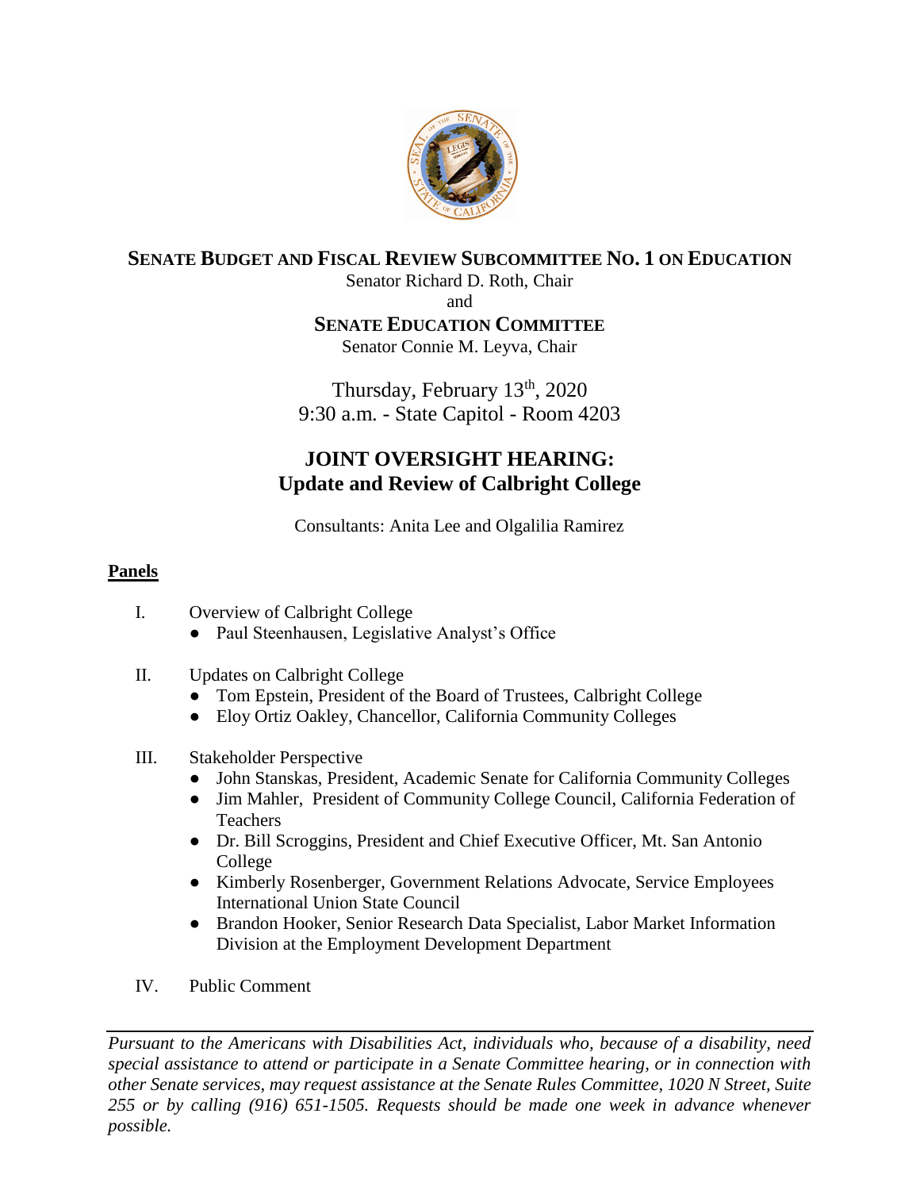**SENATE BUDGET AND FISCAL REVIEW SUBCOMMITTEE NO. 1 ON EDUCATION**

Senator Richard D. Roth, Chair

and

**SENATE EDUCATION COMMITTEE**

Senator Connie M. Leyva, Chair

Thursday, February 13th, 2020

9:30 a.m. - State Capitol - Room 4203

# JOINT OVERSIGHT HEARING: Update and Review of Calbright College

Consultants: Anita Lee and Olgalilia Ramirez

## Panels

I. Overview of Calbright College
   - Paul Steenhausen, Legislative Analyst's Office

II. Updates on Calbright College
   - Tom Epstein, President of the Board of Trustees, Calbright College
   - Eloy Ortiz Oakley, Chancellor, California Community Colleges

III. Stakeholder Perspective
   - John Stanskas, President, Academic Senate for California Community Colleges
   - Jim Mahler, President of Community College Council, California Federation of Teachers
   - Dr. Bill Scroggins, President and Chief Executive Officer, Mt. San Antonio College
   - Kimberly Rosenberger, Government Relations Advocate, Service Employees International Union State Council
   - Brandon Hooker, Senior Research Data Specialist, Labor Market Information Division at the Employment Development Department

IV. Public Comment

---

*Pursuant to the Americans with Disabilities Act, individuals who, because of a disability, need special assistance to attend or participate in a Senate Committee hearing, or in connection with other Senate services, may request assistance at the Senate Rules Committee, 1020 N Street, Suite 255 or by calling (916) 651-1505. Requests should be made one week in advance whenever possible.*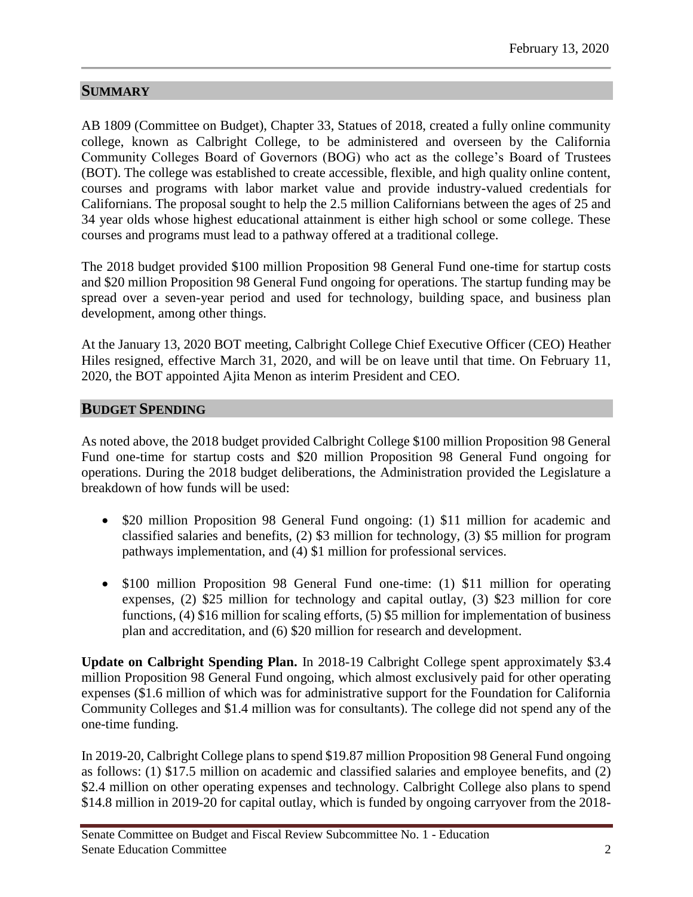February 13, 2020

## SUMMARY

AB 1809 (Committee on Budget), Chapter 33, Statues of 2018, created a fully online community college, known as Calbright College, to be administered and overseen by the California Community Colleges Board of Governors (BOG) who act as the college's Board of Trustees (BOT). The college was established to create accessible, flexible, and high quality online content, courses and programs with labor market value and provide industry-valued credentials for Californians. The proposal sought to help the 2.5 million Californians between the ages of 25 and 34 year olds whose highest educational attainment is either high school or some college. These courses and programs must lead to a pathway offered at a traditional college.

The 2018 budget provided $100 million Proposition 98 General Fund one-time for startup costs and $20 million Proposition 98 General Fund ongoing for operations. The startup funding may be spread over a seven-year period and used for technology, building space, and business plan development, among other things.

At the January 13, 2020 BOT meeting, Calbright College Chief Executive Officer (CEO) Heather Hiles resigned, effective March 31, 2020, and will be on leave until that time. On February 11, 2020, the BOT appointed Ajita Menon as interim President and CEO.

## BUDGET SPENDING

As noted above, the 2018 budget provided Calbright College $100 million Proposition 98 General Fund one-time for startup costs and $20 million Proposition 98 General Fund ongoing for operations. During the 2018 budget deliberations, the Administration provided the Legislature a breakdown of how funds will be used:

- $20 million Proposition 98 General Fund ongoing: (1) $11 million for academic and classified salaries and benefits, (2) $3 million for technology, (3) $5 million for program pathways implementation, and (4) $1 million for professional services.
- $100 million Proposition 98 General Fund one-time: (1) $11 million for operating expenses, (2) $25 million for technology and capital outlay, (3) $23 million for core functions, (4) $16 million for scaling efforts, (5) $5 million for implementation of business plan and accreditation, and (6) $20 million for research and development.

**Update on Calbright Spending Plan.** In 2018-19 Calbright College spent approximately $3.4 million Proposition 98 General Fund ongoing, which almost exclusively paid for other operating expenses ($1.6 million of which was for administrative support for the Foundation for California Community Colleges and $1.4 million was for consultants). The college did not spend any of the one-time funding.

In 2019-20, Calbright College plans to spend $19.87 million Proposition 98 General Fund ongoing as follows: (1) $17.5 million on academic and classified salaries and employee benefits, and (2) $2.4 million on other operating expenses and technology. Calbright College also plans to spend $14.8 million in 2019-20 for capital outlay, which is funded by ongoing carryover from the 2018-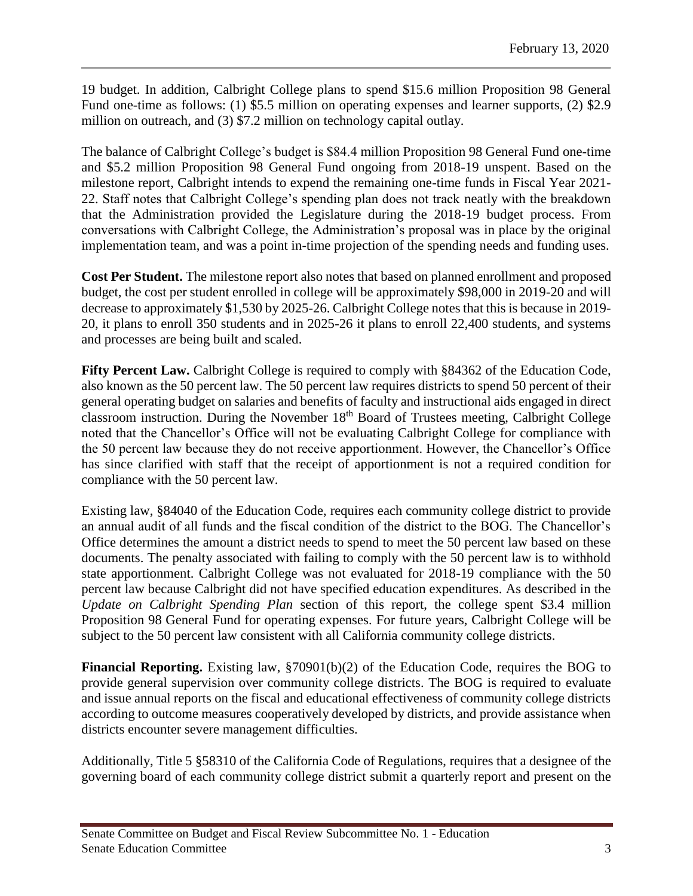19 budget. In addition, Calbright College plans to spend $15.6 million Proposition 98 General Fund one-time as follows: (1) $5.5 million on operating expenses and learner supports, (2) $2.9 million on outreach, and (3) $7.2 million on technology capital outlay.

The balance of Calbright College's budget is $84.4 million Proposition 98 General Fund one-time and $5.2 million Proposition 98 General Fund ongoing from 2018-19 unspent. Based on the milestone report, Calbright intends to expend the remaining one-time funds in Fiscal Year 2021-22. Staff notes that Calbright College's spending plan does not track neatly with the breakdown that the Administration provided the Legislature during the 2018-19 budget process. From conversations with Calbright College, the Administration's proposal was in place by the original implementation team, and was a point in-time projection of the spending needs and funding uses.

**Cost Per Student.** The milestone report also notes that based on planned enrollment and proposed budget, the cost per student enrolled in college will be approximately $98,000 in 2019-20 and will decrease to approximately $1,530 by 2025-26. Calbright College notes that this is because in 2019-20, it plans to enroll 350 students and in 2025-26 it plans to enroll 22,400 students, and systems and processes are being built and scaled.

**Fifty Percent Law.** Calbright College is required to comply with §84362 of the Education Code, also known as the 50 percent law. The 50 percent law requires districts to spend 50 percent of their general operating budget on salaries and benefits of faculty and instructional aids engaged in direct classroom instruction. During the November 18th Board of Trustees meeting, Calbright College noted that the Chancellor's Office will not be evaluating Calbright College for compliance with the 50 percent law because they do not receive apportionment. However, the Chancellor's Office has since clarified with staff that the receipt of apportionment is not a required condition for compliance with the 50 percent law.

Existing law, §84040 of the Education Code, requires each community college district to provide an annual audit of all funds and the fiscal condition of the district to the BOG. The Chancellor's Office determines the amount a district needs to spend to meet the 50 percent law based on these documents. The penalty associated with failing to comply with the 50 percent law is to withhold state apportionment. Calbright College was not evaluated for 2018-19 compliance with the 50 percent law because Calbright did not have specified education expenditures. As described in the *Update on Calbright Spending Plan* section of this report, the college spent $3.4 million Proposition 98 General Fund for operating expenses. For future years, Calbright College will be subject to the 50 percent law consistent with all California community college districts.

**Financial Reporting.** Existing law, §70901(b)(2) of the Education Code, requires the BOG to provide general supervision over community college districts. The BOG is required to evaluate and issue annual reports on the fiscal and educational effectiveness of community college districts according to outcome measures cooperatively developed by districts, and provide assistance when districts encounter severe management difficulties.

Additionally, Title 5 §58310 of the California Code of Regulations, requires that a designee of the governing board of each community college district submit a quarterly report and present on the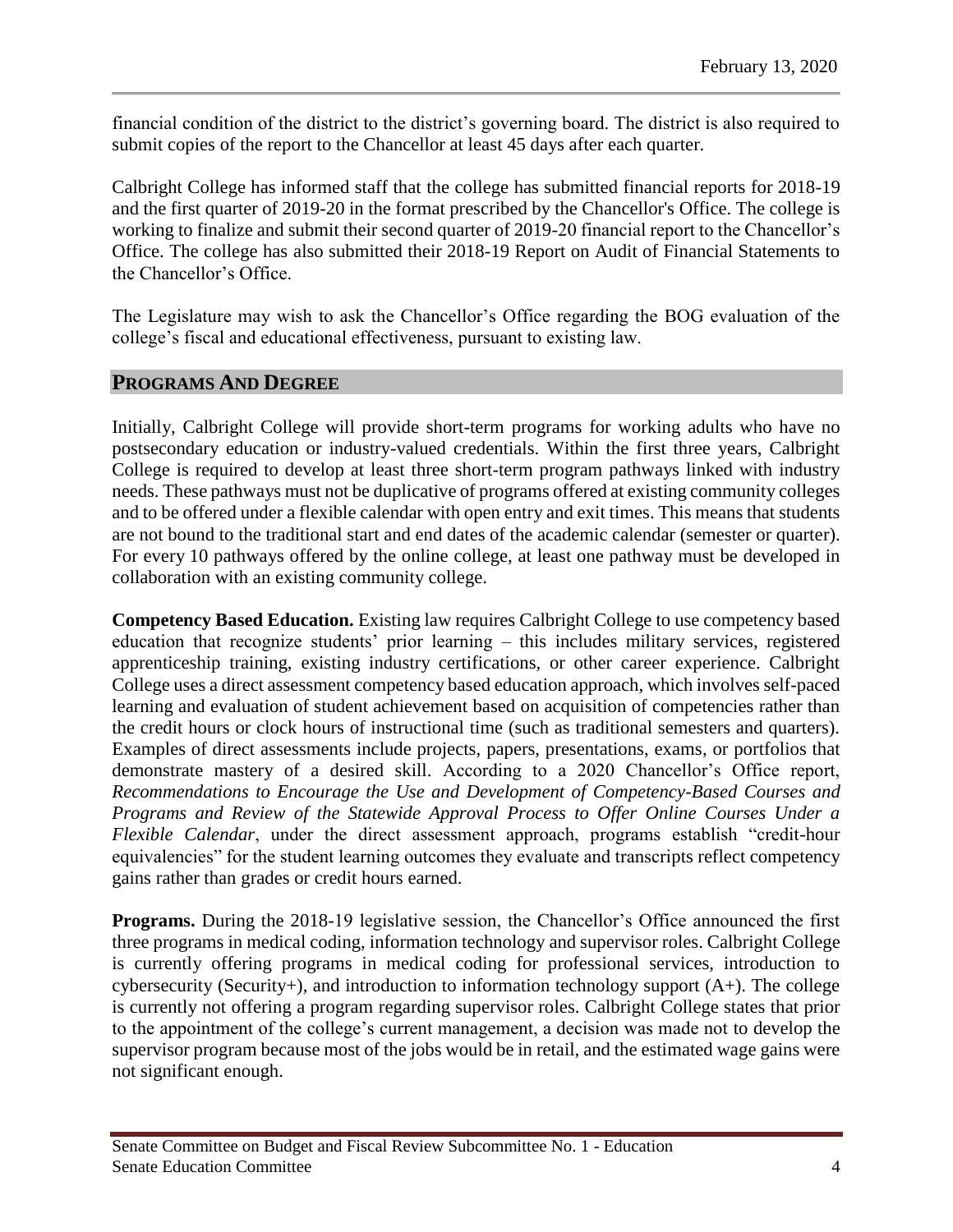financial condition of the district to the district's governing board. The district is also required to submit copies of the report to the Chancellor at least 45 days after each quarter.

Calbright College has informed staff that the college has submitted financial reports for 2018-19 and the first quarter of 2019-20 in the format prescribed by the Chancellor's Office. The college is working to finalize and submit their second quarter of 2019-20 financial report to the Chancellor's Office. The college has also submitted their 2018-19 Report on Audit of Financial Statements to the Chancellor's Office.

The Legislature may wish to ask the Chancellor's Office regarding the BOG evaluation of the college's fiscal and educational effectiveness, pursuant to existing law.

## PROGRAMS AND DEGREE

Initially, Calbright College will provide short-term programs for working adults who have no postsecondary education or industry-valued credentials. Within the first three years, Calbright College is required to develop at least three short-term program pathways linked with industry needs. These pathways must not be duplicative of programs offered at existing community colleges and to be offered under a flexible calendar with open entry and exit times. This means that students are not bound to the traditional start and end dates of the academic calendar (semester or quarter). For every 10 pathways offered by the online college, at least one pathway must be developed in collaboration with an existing community college.

**Competency Based Education.** Existing law requires Calbright College to use competency based education that recognize students' prior learning – this includes military services, registered apprenticeship training, existing industry certifications, or other career experience. Calbright College uses a direct assessment competency based education approach, which involves self-paced learning and evaluation of student achievement based on acquisition of competencies rather than the credit hours or clock hours of instructional time (such as traditional semesters and quarters). Examples of direct assessments include projects, papers, presentations, exams, or portfolios that demonstrate mastery of a desired skill. According to a 2020 Chancellor's Office report, *Recommendations to Encourage the Use and Development of Competency-Based Courses and Programs and Review of the Statewide Approval Process to Offer Online Courses Under a Flexible Calendar*, under the direct assessment approach, programs establish "credit-hour equivalencies" for the student learning outcomes they evaluate and transcripts reflect competency gains rather than grades or credit hours earned.

**Programs.** During the 2018-19 legislative session, the Chancellor's Office announced the first three programs in medical coding, information technology and supervisor roles. Calbright College is currently offering programs in medical coding for professional services, introduction to cybersecurity (Security+), and introduction to information technology support (A+). The college is currently not offering a program regarding supervisor roles. Calbright College states that prior to the appointment of the college's current management, a decision was made not to develop the supervisor program because most of the jobs would be in retail, and the estimated wage gains were not significant enough.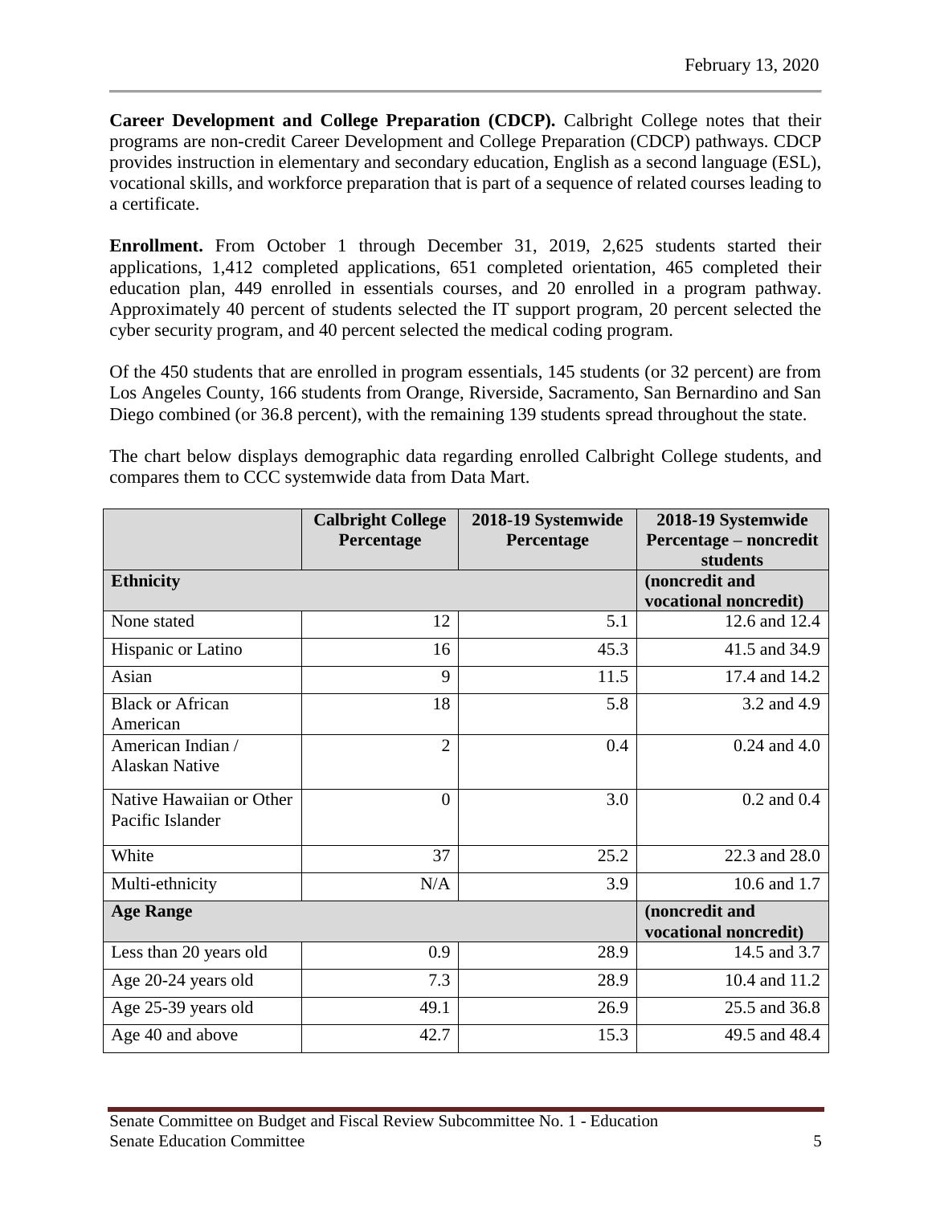**Career Development and College Preparation (CDCP).** Calbright College notes that their programs are non-credit Career Development and College Preparation (CDCP) pathways. CDCP provides instruction in elementary and secondary education, English as a second language (ESL), vocational skills, and workforce preparation that is part of a sequence of related courses leading to a certificate.

**Enrollment.** From October 1 through December 31, 2019, 2,625 students started their applications, 1,412 completed applications, 651 completed orientation, 465 completed their education plan, 449 enrolled in essentials courses, and 20 enrolled in a program pathway. Approximately 40 percent of students selected the IT support program, 20 percent selected the cyber security program, and 40 percent selected the medical coding program.

Of the 450 students that are enrolled in program essentials, 145 students (or 32 percent) are from Los Angeles County, 166 students from Orange, Riverside, Sacramento, San Bernardino and San Diego combined (or 36.8 percent), with the remaining 139 students spread throughout the state.

The chart below displays demographic data regarding enrolled Calbright College students, and compares them to CCC systemwide data from Data Mart.

| | Calbright College Percentage | 2018-19 Systemwide Percentage | 2018-19 Systemwide Percentage – noncredit students |
|---|---|---|---|
| **Ethnicity** | | | **(noncredit and vocational noncredit)** |
| None stated | 12 | 5.1 | 12.6 and 12.4 |
| Hispanic or Latino | 16 | 45.3 | 41.5 and 34.9 |
| Asian | 9 | 11.5 | 17.4 and 14.2 |
| Black or African American | 18 | 5.8 | 3.2 and 4.9 |
| American Indian / Alaskan Native | 2 | 0.4 | 0.24 and 4.0 |
| Native Hawaiian or Other Pacific Islander | 0 | 3.0 | 0.2 and 0.4 |
| White | 37 | 25.2 | 22.3 and 28.0 |
| Multi-ethnicity | N/A | 3.9 | 10.6 and 1.7 |
| **Age Range** | | | **(noncredit and vocational noncredit)** |
| Less than 20 years old | 0.9 | 28.9 | 14.5 and 3.7 |
| Age 20-24 years old | 7.3 | 28.9 | 10.4 and 11.2 |
| Age 25-39 years old | 49.1 | 26.9 | 25.5 and 36.8 |
| Age 40 and above | 42.7 | 15.3 | 49.5 and 48.4 |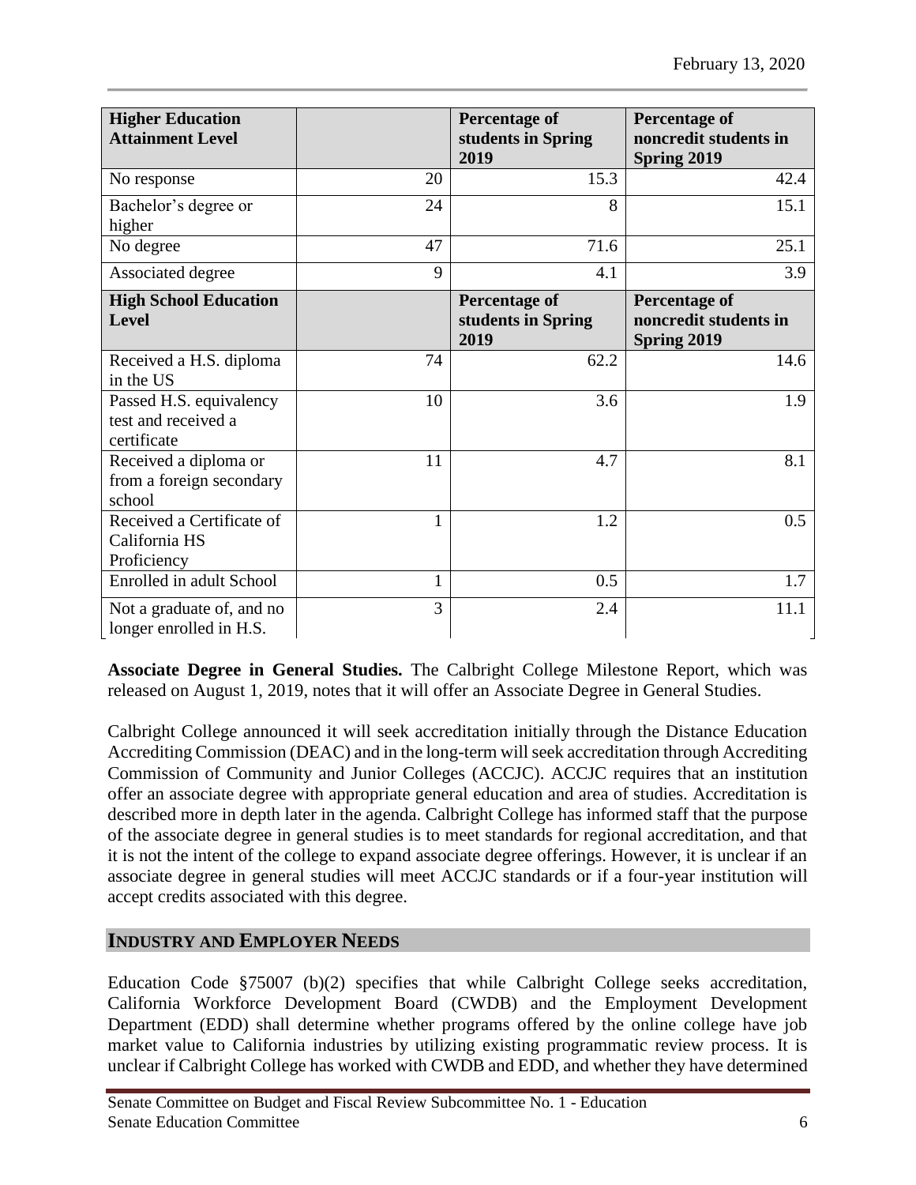| Higher Education Attainment Level | | Percentage of students in Spring 2019 | Percentage of noncredit students in Spring 2019 |
|---|---|---|---|
| No response | 20 | 15.3 | 42.4 |
| Bachelor's degree or higher | 24 | 8 | 15.1 |
| No degree | 47 | 71.6 | 25.1 |
| Associated degree | 9 | 4.1 | 3.9 |
| **High School Education Level** | | **Percentage of students in Spring 2019** | **Percentage of noncredit students in Spring 2019** |
| Received a H.S. diploma in the US | 74 | 62.2 | 14.6 |
| Passed H.S. equivalency test and received a certificate | 10 | 3.6 | 1.9 |
| Received a diploma or from a foreign secondary school | 11 | 4.7 | 8.1 |
| Received a Certificate of California HS Proficiency | 1 | 1.2 | 0.5 |
| Enrolled in adult School | 1 | 0.5 | 1.7 |
| Not a graduate of, and no longer enrolled in H.S. | 3 | 2.4 | 11.1 |

**Associate Degree in General Studies.** The Calbright College Milestone Report, which was released on August 1, 2019, notes that it will offer an Associate Degree in General Studies.

Calbright College announced it will seek accreditation initially through the Distance Education Accrediting Commission (DEAC) and in the long-term will seek accreditation through Accrediting Commission of Community and Junior Colleges (ACCJC). ACCJC requires that an institution offer an associate degree with appropriate general education and area of studies. Accreditation is described more in depth later in the agenda. Calbright College has informed staff that the purpose of the associate degree in general studies is to meet standards for regional accreditation, and that it is not the intent of the college to expand associate degree offerings. However, it is unclear if an associate degree in general studies will meet ACCJC standards or if a four-year institution will accept credits associated with this degree.

## INDUSTRY AND EMPLOYER NEEDS

Education Code §75007 (b)(2) specifies that while Calbright College seeks accreditation, California Workforce Development Board (CWDB) and the Employment Development Department (EDD) shall determine whether programs offered by the online college have job market value to California industries by utilizing existing programmatic review process. It is unclear if Calbright College has worked with CWDB and EDD, and whether they have determined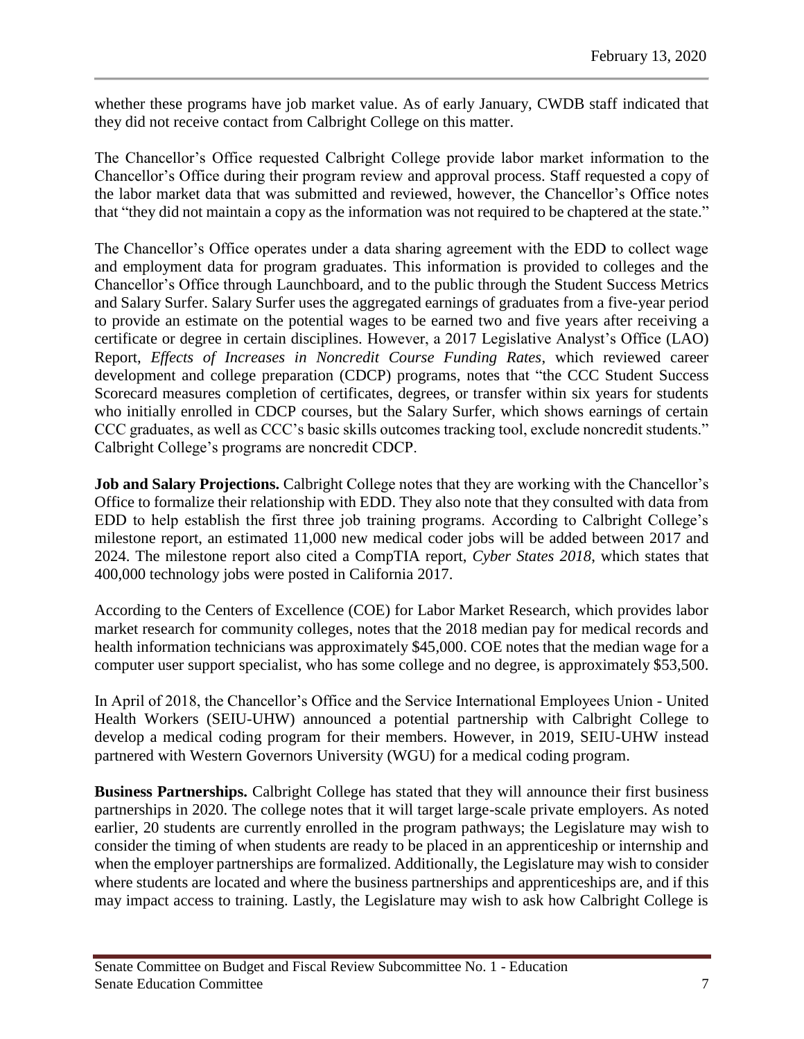whether these programs have job market value. As of early January, CWDB staff indicated that they did not receive contact from Calbright College on this matter.

The Chancellor's Office requested Calbright College provide labor market information to the Chancellor's Office during their program review and approval process. Staff requested a copy of the labor market data that was submitted and reviewed, however, the Chancellor's Office notes that "they did not maintain a copy as the information was not required to be chaptered at the state."

The Chancellor's Office operates under a data sharing agreement with the EDD to collect wage and employment data for program graduates. This information is provided to colleges and the Chancellor's Office through Launchboard, and to the public through the Student Success Metrics and Salary Surfer. Salary Surfer uses the aggregated earnings of graduates from a five-year period to provide an estimate on the potential wages to be earned two and five years after receiving a certificate or degree in certain disciplines. However, a 2017 Legislative Analyst's Office (LAO) Report, *Effects of Increases in Noncredit Course Funding Rates*, which reviewed career development and college preparation (CDCP) programs, notes that "the CCC Student Success Scorecard measures completion of certificates, degrees, or transfer within six years for students who initially enrolled in CDCP courses, but the Salary Surfer, which shows earnings of certain CCC graduates, as well as CCC's basic skills outcomes tracking tool, exclude noncredit students." Calbright College's programs are noncredit CDCP.

**Job and Salary Projections.** Calbright College notes that they are working with the Chancellor's Office to formalize their relationship with EDD. They also note that they consulted with data from EDD to help establish the first three job training programs. According to Calbright College's milestone report, an estimated 11,000 new medical coder jobs will be added between 2017 and 2024. The milestone report also cited a CompTIA report, *Cyber States 2018*, which states that 400,000 technology jobs were posted in California 2017.

According to the Centers of Excellence (COE) for Labor Market Research, which provides labor market research for community colleges, notes that the 2018 median pay for medical records and health information technicians was approximately $45,000. COE notes that the median wage for a computer user support specialist, who has some college and no degree, is approximately $53,500.

In April of 2018, the Chancellor's Office and the Service International Employees Union - United Health Workers (SEIU-UHW) announced a potential partnership with Calbright College to develop a medical coding program for their members. However, in 2019, SEIU-UHW instead partnered with Western Governors University (WGU) for a medical coding program.

**Business Partnerships.** Calbright College has stated that they will announce their first business partnerships in 2020. The college notes that it will target large-scale private employers. As noted earlier, 20 students are currently enrolled in the program pathways; the Legislature may wish to consider the timing of when students are ready to be placed in an apprenticeship or internship and when the employer partnerships are formalized. Additionally, the Legislature may wish to consider where students are located and where the business partnerships and apprenticeships are, and if this may impact access to training. Lastly, the Legislature may wish to ask how Calbright College is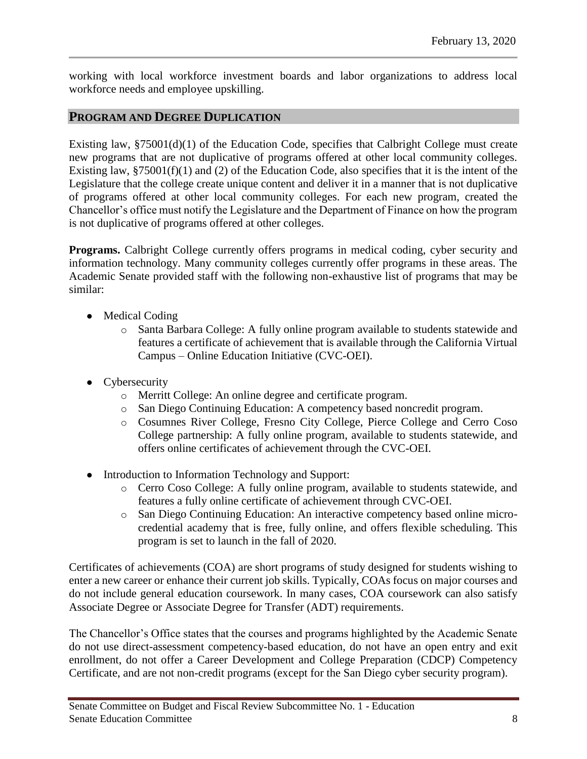working with local workforce investment boards and labor organizations to address local workforce needs and employee upskilling.

## PROGRAM AND DEGREE DUPLICATION

Existing law, §75001(d)(1) of the Education Code, specifies that Calbright College must create new programs that are not duplicative of programs offered at other local community colleges. Existing law, §75001(f)(1) and (2) of the Education Code, also specifies that it is the intent of the Legislature that the college create unique content and deliver it in a manner that is not duplicative of programs offered at other local community colleges. For each new program, created the Chancellor's office must notify the Legislature and the Department of Finance on how the program is not duplicative of programs offered at other colleges.

**Programs.** Calbright College currently offers programs in medical coding, cyber security and information technology. Many community colleges currently offer programs in these areas. The Academic Senate provided staff with the following non-exhaustive list of programs that may be similar:

- Medical Coding
  - Santa Barbara College: A fully online program available to students statewide and features a certificate of achievement that is available through the California Virtual Campus – Online Education Initiative (CVC-OEI).
- Cybersecurity
  - Merritt College: An online degree and certificate program.
  - San Diego Continuing Education: A competency based noncredit program.
  - Cosumnes River College, Fresno City College, Pierce College and Cerro Coso College partnership: A fully online program, available to students statewide, and offers online certificates of achievement through the CVC-OEI.
- Introduction to Information Technology and Support:
  - Cerro Coso College: A fully online program, available to students statewide, and features a fully online certificate of achievement through CVC-OEI.
  - San Diego Continuing Education: An interactive competency based online micro-credential academy that is free, fully online, and offers flexible scheduling. This program is set to launch in the fall of 2020.

Certificates of achievements (COA) are short programs of study designed for students wishing to enter a new career or enhance their current job skills. Typically, COAs focus on major courses and do not include general education coursework. In many cases, COA coursework can also satisfy Associate Degree or Associate Degree for Transfer (ADT) requirements.

The Chancellor's Office states that the courses and programs highlighted by the Academic Senate do not use direct-assessment competency-based education, do not have an open entry and exit enrollment, do not offer a Career Development and College Preparation (CDCP) Competency Certificate, and are not non-credit programs (except for the San Diego cyber security program).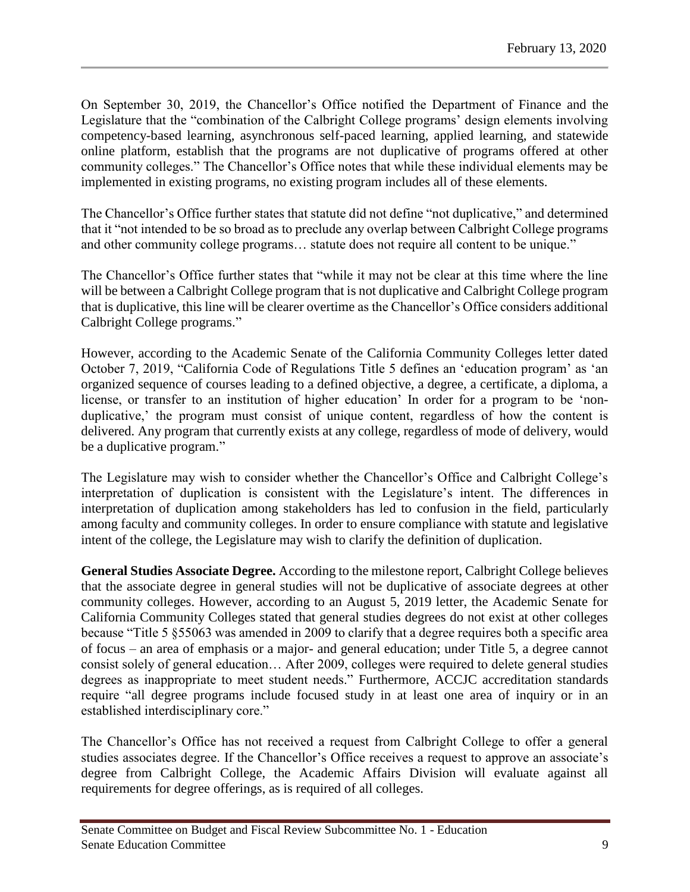On September 30, 2019, the Chancellor's Office notified the Department of Finance and the Legislature that the "combination of the Calbright College programs' design elements involving competency-based learning, asynchronous self-paced learning, applied learning, and statewide online platform, establish that the programs are not duplicative of programs offered at other community colleges." The Chancellor's Office notes that while these individual elements may be implemented in existing programs, no existing program includes all of these elements.

The Chancellor's Office further states that statute did not define "not duplicative," and determined that it "not intended to be so broad as to preclude any overlap between Calbright College programs and other community college programs… statute does not require all content to be unique."

The Chancellor's Office further states that "while it may not be clear at this time where the line will be between a Calbright College program that is not duplicative and Calbright College program that is duplicative, this line will be clearer overtime as the Chancellor's Office considers additional Calbright College programs."

However, according to the Academic Senate of the California Community Colleges letter dated October 7, 2019, "California Code of Regulations Title 5 defines an 'education program' as 'an organized sequence of courses leading to a defined objective, a degree, a certificate, a diploma, a license, or transfer to an institution of higher education' In order for a program to be 'non-duplicative,' the program must consist of unique content, regardless of how the content is delivered. Any program that currently exists at any college, regardless of mode of delivery, would be a duplicative program."

The Legislature may wish to consider whether the Chancellor's Office and Calbright College's interpretation of duplication is consistent with the Legislature's intent. The differences in interpretation of duplication among stakeholders has led to confusion in the field, particularly among faculty and community colleges. In order to ensure compliance with statute and legislative intent of the college, the Legislature may wish to clarify the definition of duplication.

**General Studies Associate Degree.** According to the milestone report, Calbright College believes that the associate degree in general studies will not be duplicative of associate degrees at other community colleges. However, according to an August 5, 2019 letter, the Academic Senate for California Community Colleges stated that general studies degrees do not exist at other colleges because "Title 5 §55063 was amended in 2009 to clarify that a degree requires both a specific area of focus – an area of emphasis or a major- and general education; under Title 5, a degree cannot consist solely of general education… After 2009, colleges were required to delete general studies degrees as inappropriate to meet student needs." Furthermore, ACCJC accreditation standards require "all degree programs include focused study in at least one area of inquiry or in an established interdisciplinary core."

The Chancellor's Office has not received a request from Calbright College to offer a general studies associates degree. If the Chancellor's Office receives a request to approve an associate's degree from Calbright College, the Academic Affairs Division will evaluate against all requirements for degree offerings, as is required of all colleges.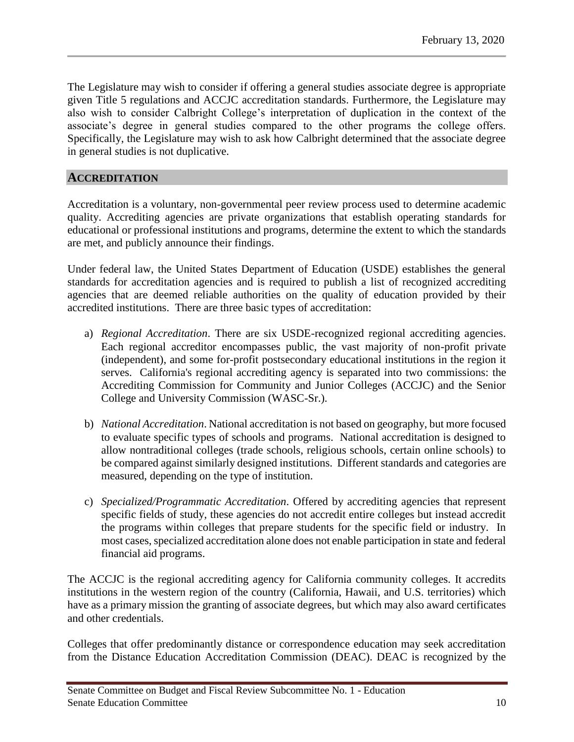The Legislature may wish to consider if offering a general studies associate degree is appropriate given Title 5 regulations and ACCJC accreditation standards. Furthermore, the Legislature may also wish to consider Calbright College's interpretation of duplication in the context of the associate's degree in general studies compared to the other programs the college offers. Specifically, the Legislature may wish to ask how Calbright determined that the associate degree in general studies is not duplicative.

## ACCREDITATION

Accreditation is a voluntary, non-governmental peer review process used to determine academic quality. Accrediting agencies are private organizations that establish operating standards for educational or professional institutions and programs, determine the extent to which the standards are met, and publicly announce their findings.

Under federal law, the United States Department of Education (USDE) establishes the general standards for accreditation agencies and is required to publish a list of recognized accrediting agencies that are deemed reliable authorities on the quality of education provided by their accredited institutions. There are three basic types of accreditation:

a) *Regional Accreditation*. There are six USDE-recognized regional accrediting agencies. Each regional accreditor encompasses public, the vast majority of non-profit private (independent), and some for-profit postsecondary educational institutions in the region it serves. California's regional accrediting agency is separated into two commissions: the Accrediting Commission for Community and Junior Colleges (ACCJC) and the Senior College and University Commission (WASC-Sr.).

b) *National Accreditation*. National accreditation is not based on geography, but more focused to evaluate specific types of schools and programs. National accreditation is designed to allow nontraditional colleges (trade schools, religious schools, certain online schools) to be compared against similarly designed institutions. Different standards and categories are measured, depending on the type of institution.

c) *Specialized/Programmatic Accreditation*. Offered by accrediting agencies that represent specific fields of study, these agencies do not accredit entire colleges but instead accredit the programs within colleges that prepare students for the specific field or industry. In most cases, specialized accreditation alone does not enable participation in state and federal financial aid programs.

The ACCJC is the regional accrediting agency for California community colleges. It accredits institutions in the western region of the country (California, Hawaii, and U.S. territories) which have as a primary mission the granting of associate degrees, but which may also award certificates and other credentials.

Colleges that offer predominantly distance or correspondence education may seek accreditation from the Distance Education Accreditation Commission (DEAC). DEAC is recognized by the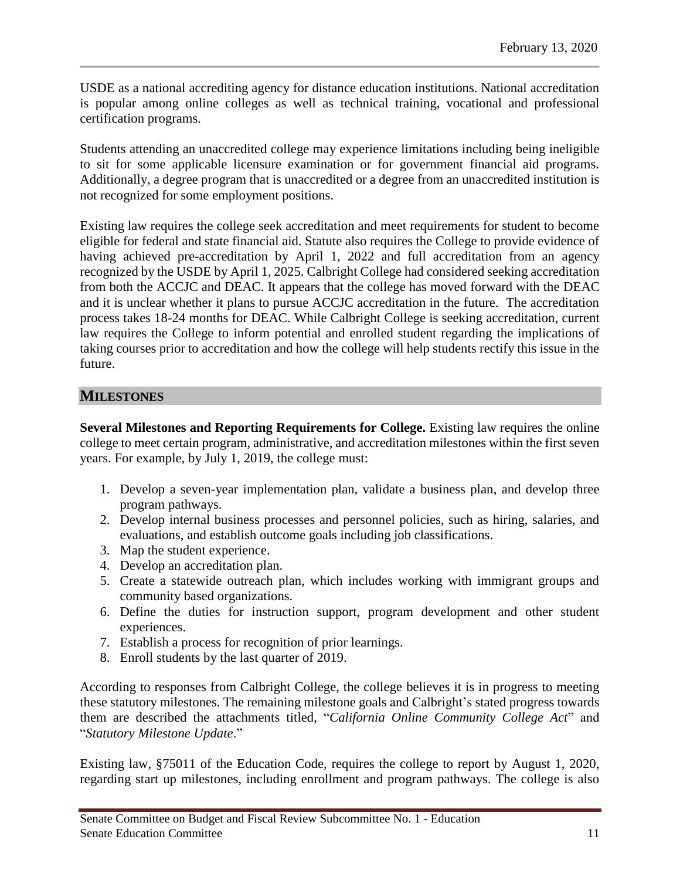USDE as a national accrediting agency for distance education institutions. National accreditation is popular among online colleges as well as technical training, vocational and professional certification programs.

Students attending an unaccredited college may experience limitations including being ineligible to sit for some applicable licensure examination or for government financial aid programs. Additionally, a degree program that is unaccredited or a degree from an unaccredited institution is not recognized for some employment positions.

Existing law requires the college seek accreditation and meet requirements for student to become eligible for federal and state financial aid. Statute also requires the College to provide evidence of having achieved pre-accreditation by April 1, 2022 and full accreditation from an agency recognized by the USDE by April 1, 2025. Calbright College had considered seeking accreditation from both the ACCJC and DEAC. It appears that the college has moved forward with the DEAC and it is unclear whether it plans to pursue ACCJC accreditation in the future. The accreditation process takes 18-24 months for DEAC. While Calbright College is seeking accreditation, current law requires the College to inform potential and enrolled student regarding the implications of taking courses prior to accreditation and how the college will help students rectify this issue in the future.

## MILESTONES

**Several Milestones and Reporting Requirements for College.** Existing law requires the online college to meet certain program, administrative, and accreditation milestones within the first seven years. For example, by July 1, 2019, the college must:

1. Develop a seven-year implementation plan, validate a business plan, and develop three program pathways.
2. Develop internal business processes and personnel policies, such as hiring, salaries, and evaluations, and establish outcome goals including job classifications.
3. Map the student experience.
4. Develop an accreditation plan.
5. Create a statewide outreach plan, which includes working with immigrant groups and community based organizations.
6. Define the duties for instruction support, program development and other student experiences.
7. Establish a process for recognition of prior learnings.
8. Enroll students by the last quarter of 2019.

According to responses from Calbright College, the college believes it is in progress to meeting these statutory milestones. The remaining milestone goals and Calbright's stated progress towards them are described the attachments titled, "*California Online Community College Act*" and "*Statutory Milestone Update*."

Existing law, §75011 of the Education Code, requires the college to report by August 1, 2020, regarding start up milestones, including enrollment and program pathways. The college is also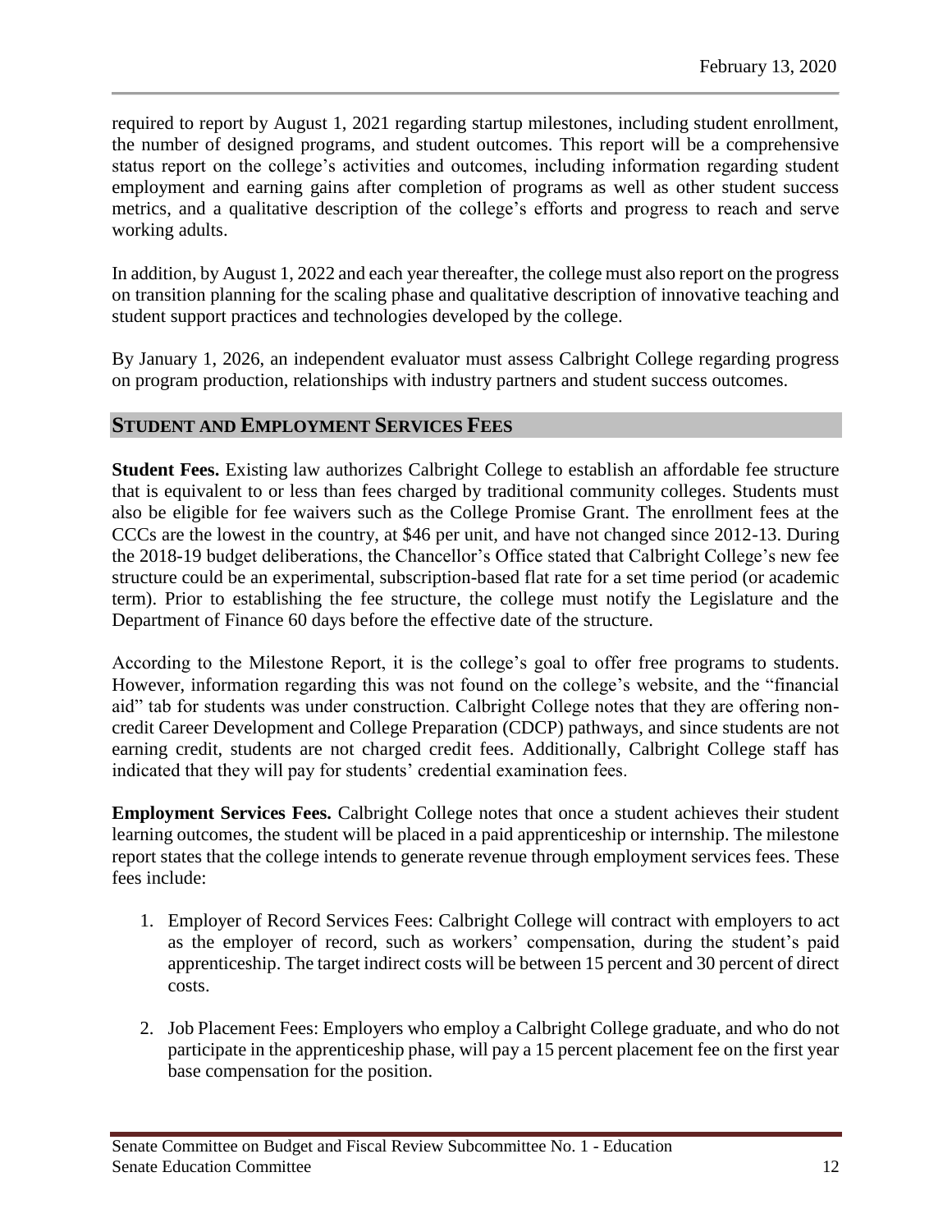required to report by August 1, 2021 regarding startup milestones, including student enrollment, the number of designed programs, and student outcomes. This report will be a comprehensive status report on the college's activities and outcomes, including information regarding student employment and earning gains after completion of programs as well as other student success metrics, and a qualitative description of the college's efforts and progress to reach and serve working adults.

In addition, by August 1, 2022 and each year thereafter, the college must also report on the progress on transition planning for the scaling phase and qualitative description of innovative teaching and student support practices and technologies developed by the college.

By January 1, 2026, an independent evaluator must assess Calbright College regarding progress on program production, relationships with industry partners and student success outcomes.

## STUDENT AND EMPLOYMENT SERVICES FEES

**Student Fees.** Existing law authorizes Calbright College to establish an affordable fee structure that is equivalent to or less than fees charged by traditional community colleges. Students must also be eligible for fee waivers such as the College Promise Grant. The enrollment fees at the CCCs are the lowest in the country, at $46 per unit, and have not changed since 2012-13. During the 2018-19 budget deliberations, the Chancellor's Office stated that Calbright College's new fee structure could be an experimental, subscription-based flat rate for a set time period (or academic term). Prior to establishing the fee structure, the college must notify the Legislature and the Department of Finance 60 days before the effective date of the structure.

According to the Milestone Report, it is the college's goal to offer free programs to students. However, information regarding this was not found on the college's website, and the "financial aid" tab for students was under construction. Calbright College notes that they are offering non-credit Career Development and College Preparation (CDCP) pathways, and since students are not earning credit, students are not charged credit fees. Additionally, Calbright College staff has indicated that they will pay for students' credential examination fees.

**Employment Services Fees.** Calbright College notes that once a student achieves their student learning outcomes, the student will be placed in a paid apprenticeship or internship. The milestone report states that the college intends to generate revenue through employment services fees. These fees include:

1. Employer of Record Services Fees: Calbright College will contract with employers to act as the employer of record, such as workers' compensation, during the student's paid apprenticeship. The target indirect costs will be between 15 percent and 30 percent of direct costs.

2. Job Placement Fees: Employers who employ a Calbright College graduate, and who do not participate in the apprenticeship phase, will pay a 15 percent placement fee on the first year base compensation for the position.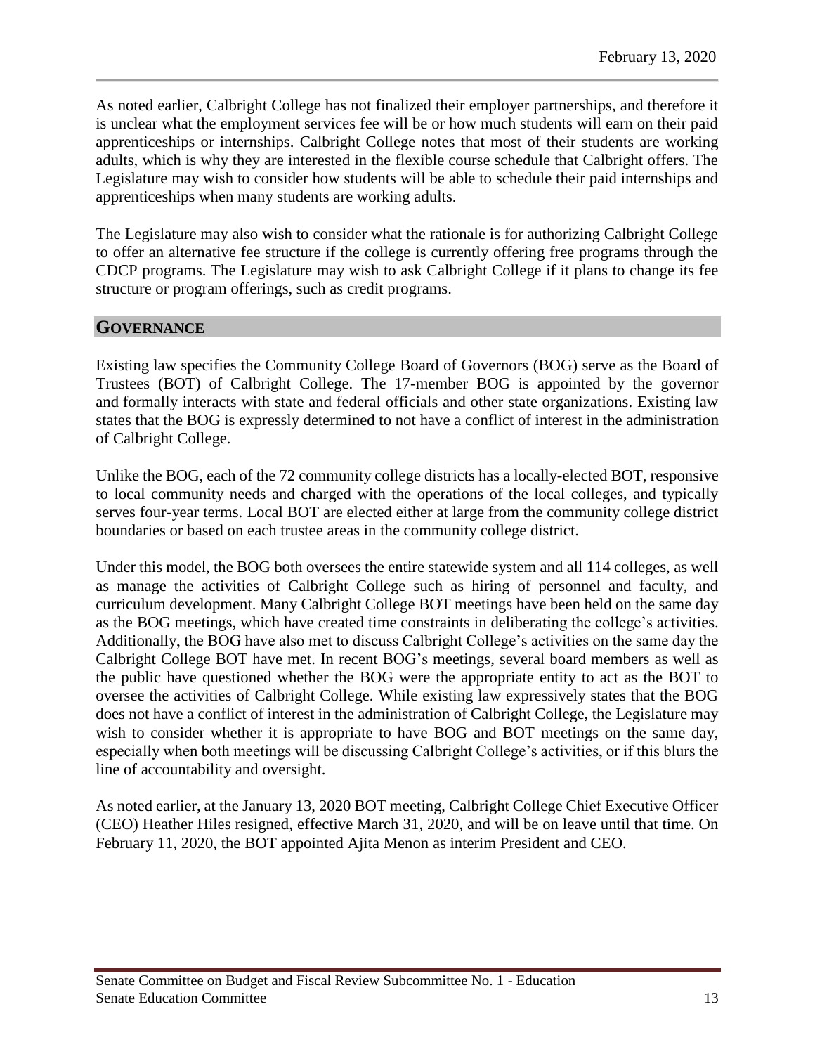As noted earlier, Calbright College has not finalized their employer partnerships, and therefore it is unclear what the employment services fee will be or how much students will earn on their paid apprenticeships or internships. Calbright College notes that most of their students are working adults, which is why they are interested in the flexible course schedule that Calbright offers. The Legislature may wish to consider how students will be able to schedule their paid internships and apprenticeships when many students are working adults.

The Legislature may also wish to consider what the rationale is for authorizing Calbright College to offer an alternative fee structure if the college is currently offering free programs through the CDCP programs. The Legislature may wish to ask Calbright College if it plans to change its fee structure or program offerings, such as credit programs.

## GOVERNANCE

Existing law specifies the Community College Board of Governors (BOG) serve as the Board of Trustees (BOT) of Calbright College. The 17-member BOG is appointed by the governor and formally interacts with state and federal officials and other state organizations. Existing law states that the BOG is expressly determined to not have a conflict of interest in the administration of Calbright College.

Unlike the BOG, each of the 72 community college districts has a locally-elected BOT, responsive to local community needs and charged with the operations of the local colleges, and typically serves four-year terms. Local BOT are elected either at large from the community college district boundaries or based on each trustee areas in the community college district.

Under this model, the BOG both oversees the entire statewide system and all 114 colleges, as well as manage the activities of Calbright College such as hiring of personnel and faculty, and curriculum development. Many Calbright College BOT meetings have been held on the same day as the BOG meetings, which have created time constraints in deliberating the college's activities. Additionally, the BOG have also met to discuss Calbright College's activities on the same day the Calbright College BOT have met. In recent BOG's meetings, several board members as well as the public have questioned whether the BOG were the appropriate entity to act as the BOT to oversee the activities of Calbright College. While existing law expressively states that the BOG does not have a conflict of interest in the administration of Calbright College, the Legislature may wish to consider whether it is appropriate to have BOG and BOT meetings on the same day, especially when both meetings will be discussing Calbright College's activities, or if this blurs the line of accountability and oversight.

As noted earlier, at the January 13, 2020 BOT meeting, Calbright College Chief Executive Officer (CEO) Heather Hiles resigned, effective March 31, 2020, and will be on leave until that time. On February 11, 2020, the BOT appointed Ajita Menon as interim President and CEO.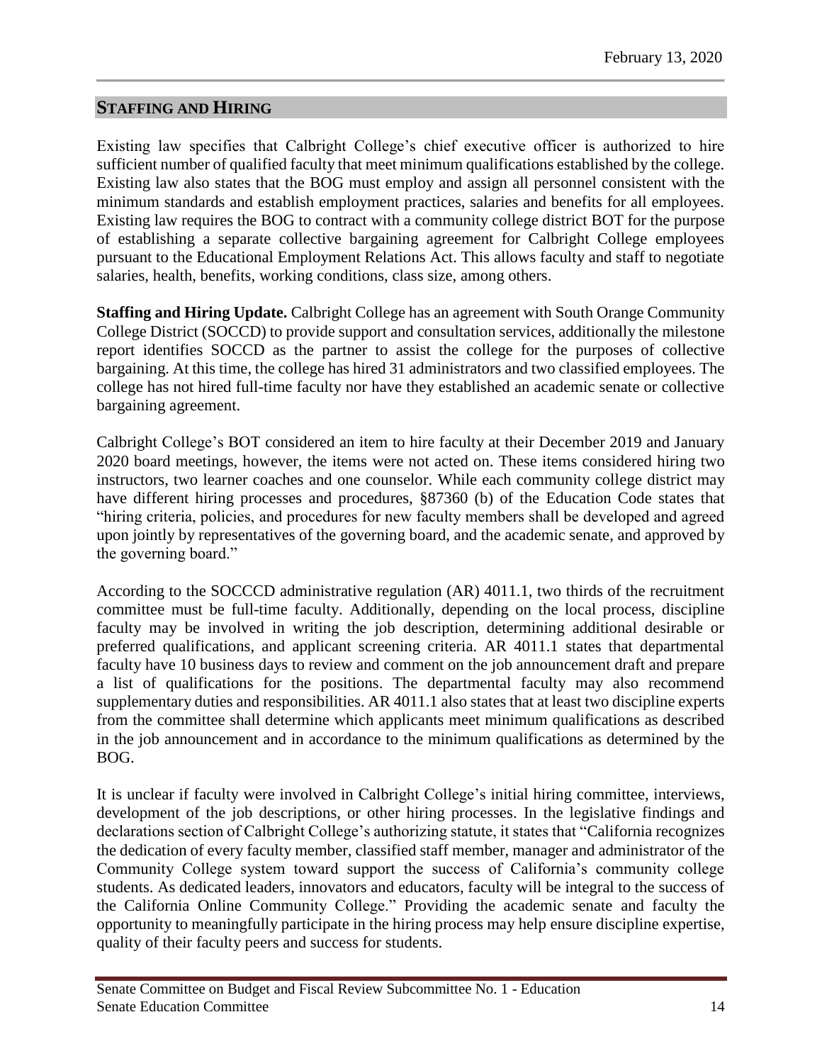## STAFFING AND HIRING

Existing law specifies that Calbright College's chief executive officer is authorized to hire sufficient number of qualified faculty that meet minimum qualifications established by the college. Existing law also states that the BOG must employ and assign all personnel consistent with the minimum standards and establish employment practices, salaries and benefits for all employees. Existing law requires the BOG to contract with a community college district BOT for the purpose of establishing a separate collective bargaining agreement for Calbright College employees pursuant to the Educational Employment Relations Act. This allows faculty and staff to negotiate salaries, health, benefits, working conditions, class size, among others.

**Staffing and Hiring Update.** Calbright College has an agreement with South Orange Community College District (SOCCD) to provide support and consultation services, additionally the milestone report identifies SOCCD as the partner to assist the college for the purposes of collective bargaining. At this time, the college has hired 31 administrators and two classified employees. The college has not hired full-time faculty nor have they established an academic senate or collective bargaining agreement.

Calbright College's BOT considered an item to hire faculty at their December 2019 and January 2020 board meetings, however, the items were not acted on. These items considered hiring two instructors, two learner coaches and one counselor. While each community college district may have different hiring processes and procedures, §87360 (b) of the Education Code states that "hiring criteria, policies, and procedures for new faculty members shall be developed and agreed upon jointly by representatives of the governing board, and the academic senate, and approved by the governing board."

According to the SOCCCD administrative regulation (AR) 4011.1, two thirds of the recruitment committee must be full-time faculty. Additionally, depending on the local process, discipline faculty may be involved in writing the job description, determining additional desirable or preferred qualifications, and applicant screening criteria. AR 4011.1 states that departmental faculty have 10 business days to review and comment on the job announcement draft and prepare a list of qualifications for the positions. The departmental faculty may also recommend supplementary duties and responsibilities. AR 4011.1 also states that at least two discipline experts from the committee shall determine which applicants meet minimum qualifications as described in the job announcement and in accordance to the minimum qualifications as determined by the BOG.

It is unclear if faculty were involved in Calbright College's initial hiring committee, interviews, development of the job descriptions, or other hiring processes. In the legislative findings and declarations section of Calbright College's authorizing statute, it states that "California recognizes the dedication of every faculty member, classified staff member, manager and administrator of the Community College system toward support the success of California's community college students. As dedicated leaders, innovators and educators, faculty will be integral to the success of the California Online Community College." Providing the academic senate and faculty the opportunity to meaningfully participate in the hiring process may help ensure discipline expertise, quality of their faculty peers and success for students.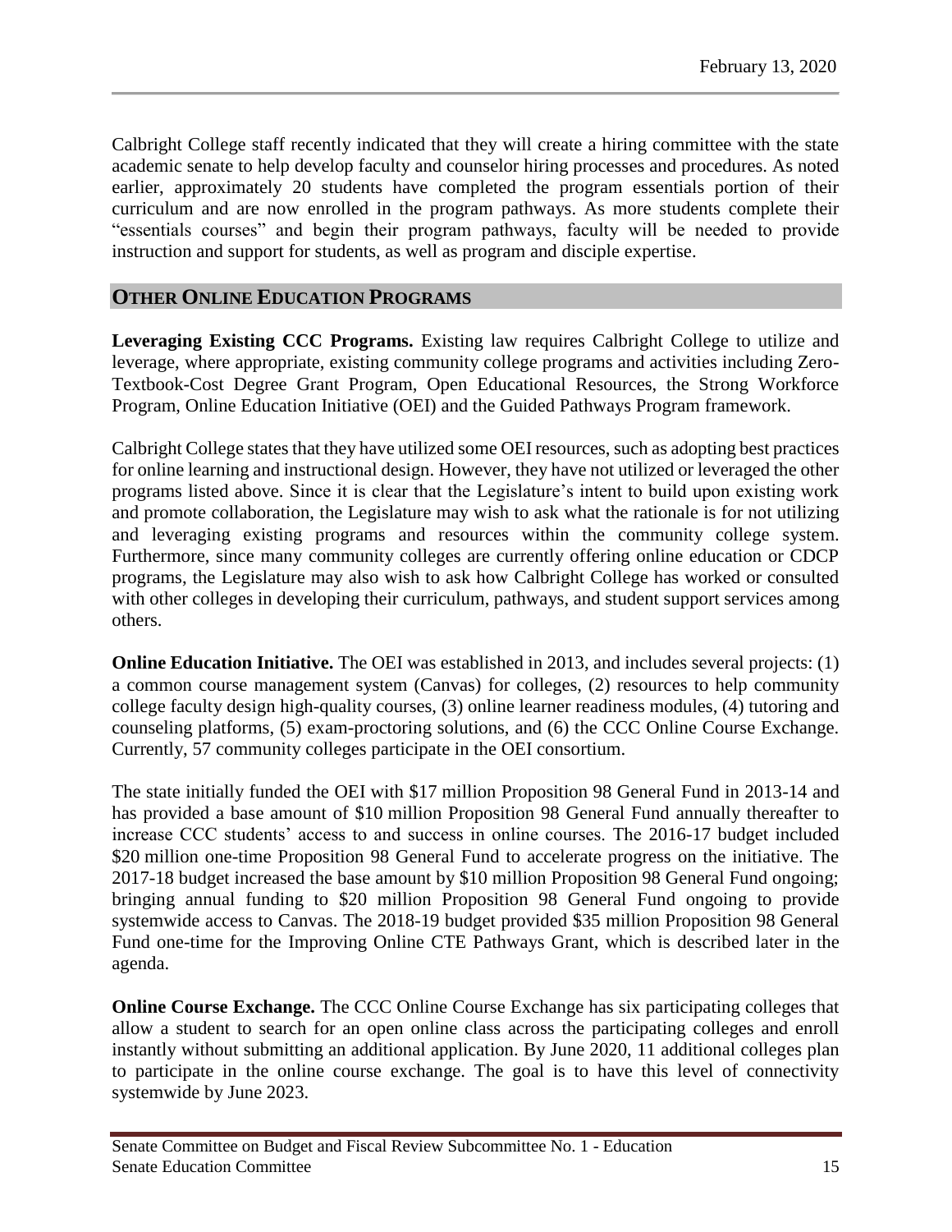Calbright College staff recently indicated that they will create a hiring committee with the state academic senate to help develop faculty and counselor hiring processes and procedures. As noted earlier, approximately 20 students have completed the program essentials portion of their curriculum and are now enrolled in the program pathways. As more students complete their "essentials courses" and begin their program pathways, faculty will be needed to provide instruction and support for students, as well as program and disciple expertise.

## OTHER ONLINE EDUCATION PROGRAMS

**Leveraging Existing CCC Programs.** Existing law requires Calbright College to utilize and leverage, where appropriate, existing community college programs and activities including Zero-Textbook-Cost Degree Grant Program, Open Educational Resources, the Strong Workforce Program, Online Education Initiative (OEI) and the Guided Pathways Program framework.

Calbright College states that they have utilized some OEI resources, such as adopting best practices for online learning and instructional design. However, they have not utilized or leveraged the other programs listed above. Since it is clear that the Legislature's intent to build upon existing work and promote collaboration, the Legislature may wish to ask what the rationale is for not utilizing and leveraging existing programs and resources within the community college system. Furthermore, since many community colleges are currently offering online education or CDCP programs, the Legislature may also wish to ask how Calbright College has worked or consulted with other colleges in developing their curriculum, pathways, and student support services among others.

**Online Education Initiative.** The OEI was established in 2013, and includes several projects: (1) a common course management system (Canvas) for colleges, (2) resources to help community college faculty design high-quality courses, (3) online learner readiness modules, (4) tutoring and counseling platforms, (5) exam-proctoring solutions, and (6) the CCC Online Course Exchange. Currently, 57 community colleges participate in the OEI consortium.

The state initially funded the OEI with $17 million Proposition 98 General Fund in 2013-14 and has provided a base amount of $10 million Proposition 98 General Fund annually thereafter to increase CCC students' access to and success in online courses. The 2016-17 budget included $20 million one-time Proposition 98 General Fund to accelerate progress on the initiative. The 2017-18 budget increased the base amount by $10 million Proposition 98 General Fund ongoing; bringing annual funding to $20 million Proposition 98 General Fund ongoing to provide systemwide access to Canvas. The 2018-19 budget provided $35 million Proposition 98 General Fund one-time for the Improving Online CTE Pathways Grant, which is described later in the agenda.

**Online Course Exchange.** The CCC Online Course Exchange has six participating colleges that allow a student to search for an open online class across the participating colleges and enroll instantly without submitting an additional application. By June 2020, 11 additional colleges plan to participate in the online course exchange. The goal is to have this level of connectivity systemwide by June 2023.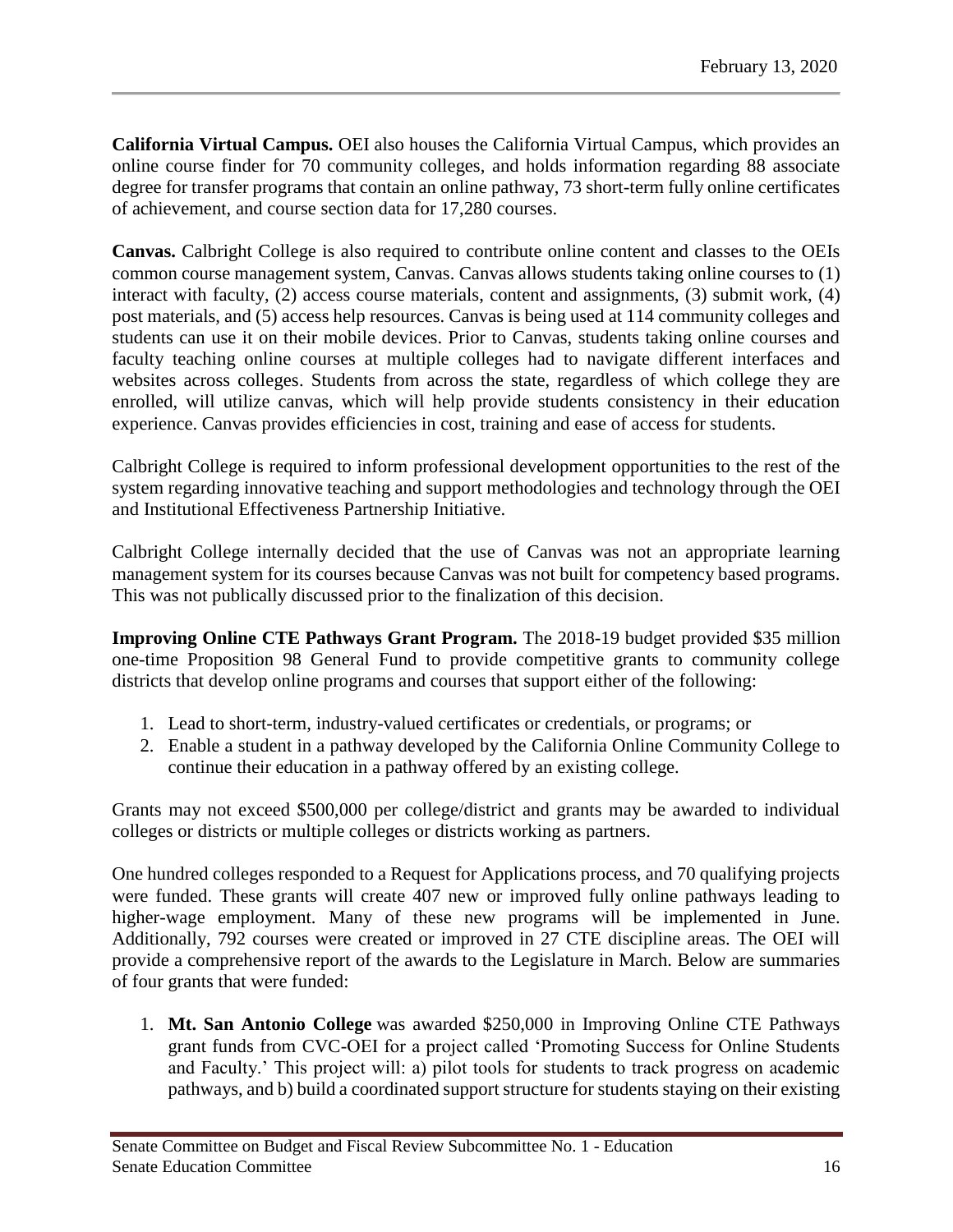**California Virtual Campus.** OEI also houses the California Virtual Campus, which provides an online course finder for 70 community colleges, and holds information regarding 88 associate degree for transfer programs that contain an online pathway, 73 short-term fully online certificates of achievement, and course section data for 17,280 courses.

**Canvas.** Calbright College is also required to contribute online content and classes to the OEIs common course management system, Canvas. Canvas allows students taking online courses to (1) interact with faculty, (2) access course materials, content and assignments, (3) submit work, (4) post materials, and (5) access help resources. Canvas is being used at 114 community colleges and students can use it on their mobile devices. Prior to Canvas, students taking online courses and faculty teaching online courses at multiple colleges had to navigate different interfaces and websites across colleges. Students from across the state, regardless of which college they are enrolled, will utilize canvas, which will help provide students consistency in their education experience. Canvas provides efficiencies in cost, training and ease of access for students.

Calbright College is required to inform professional development opportunities to the rest of the system regarding innovative teaching and support methodologies and technology through the OEI and Institutional Effectiveness Partnership Initiative.

Calbright College internally decided that the use of Canvas was not an appropriate learning management system for its courses because Canvas was not built for competency based programs. This was not publically discussed prior to the finalization of this decision.

**Improving Online CTE Pathways Grant Program.** The 2018-19 budget provided $35 million one-time Proposition 98 General Fund to provide competitive grants to community college districts that develop online programs and courses that support either of the following:

1. Lead to short-term, industry-valued certificates or credentials, or programs; or
2. Enable a student in a pathway developed by the California Online Community College to continue their education in a pathway offered by an existing college.

Grants may not exceed $500,000 per college/district and grants may be awarded to individual colleges or districts or multiple colleges or districts working as partners.

One hundred colleges responded to a Request for Applications process, and 70 qualifying projects were funded. These grants will create 407 new or improved fully online pathways leading to higher-wage employment. Many of these new programs will be implemented in June. Additionally, 792 courses were created or improved in 27 CTE discipline areas. The OEI will provide a comprehensive report of the awards to the Legislature in March. Below are summaries of four grants that were funded:

1. **Mt. San Antonio College** was awarded $250,000 in Improving Online CTE Pathways grant funds from CVC-OEI for a project called 'Promoting Success for Online Students and Faculty.' This project will: a) pilot tools for students to track progress on academic pathways, and b) build a coordinated support structure for students staying on their existing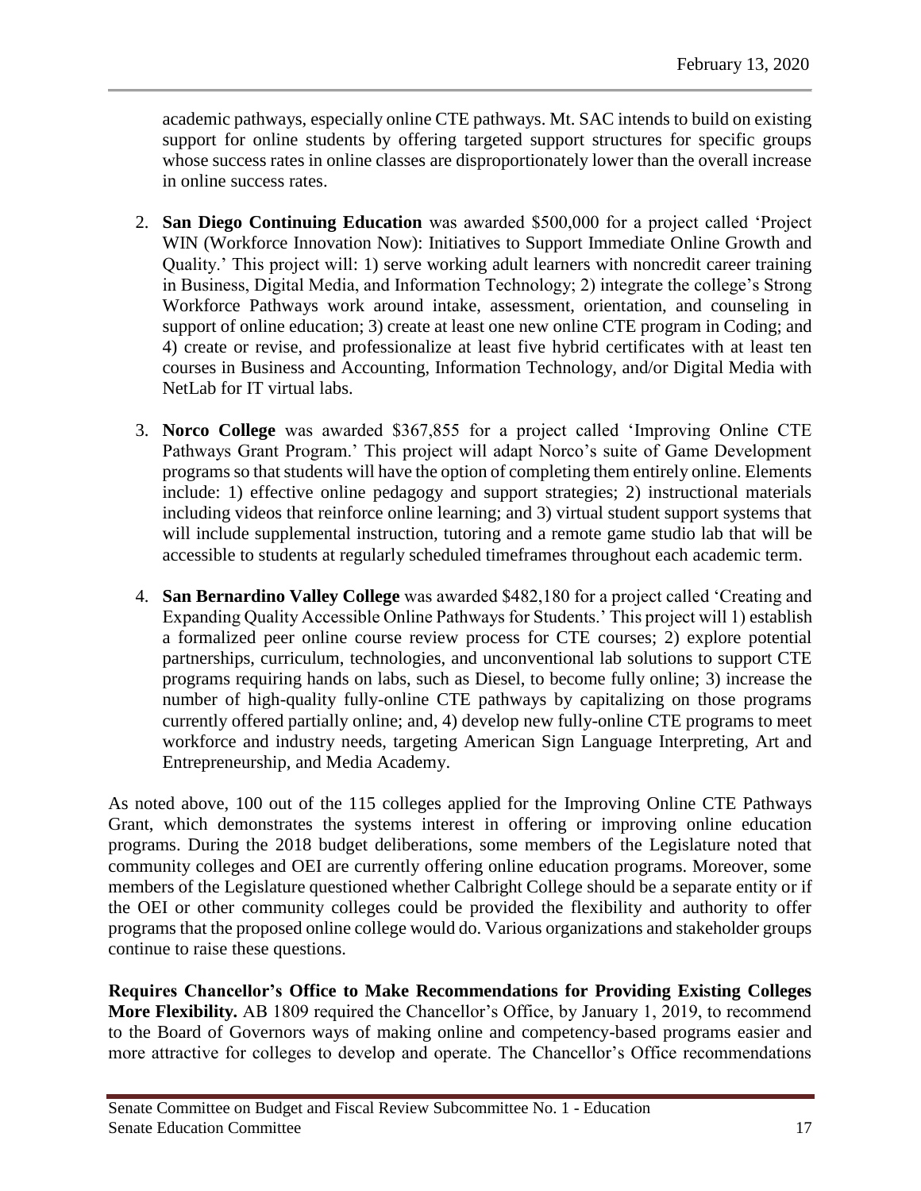academic pathways, especially online CTE pathways. Mt. SAC intends to build on existing support for online students by offering targeted support structures for specific groups whose success rates in online classes are disproportionately lower than the overall increase in online success rates.

2. **San Diego Continuing Education** was awarded $500,000 for a project called 'Project WIN (Workforce Innovation Now): Initiatives to Support Immediate Online Growth and Quality.' This project will: 1) serve working adult learners with noncredit career training in Business, Digital Media, and Information Technology; 2) integrate the college's Strong Workforce Pathways work around intake, assessment, orientation, and counseling in support of online education; 3) create at least one new online CTE program in Coding; and 4) create or revise, and professionalize at least five hybrid certificates with at least ten courses in Business and Accounting, Information Technology, and/or Digital Media with NetLab for IT virtual labs.

3. **Norco College** was awarded $367,855 for a project called 'Improving Online CTE Pathways Grant Program.' This project will adapt Norco's suite of Game Development programs so that students will have the option of completing them entirely online. Elements include: 1) effective online pedagogy and support strategies; 2) instructional materials including videos that reinforce online learning; and 3) virtual student support systems that will include supplemental instruction, tutoring and a remote game studio lab that will be accessible to students at regularly scheduled timeframes throughout each academic term.

4. **San Bernardino Valley College** was awarded $482,180 for a project called 'Creating and Expanding Quality Accessible Online Pathways for Students.' This project will 1) establish a formalized peer online course review process for CTE courses; 2) explore potential partnerships, curriculum, technologies, and unconventional lab solutions to support CTE programs requiring hands on labs, such as Diesel, to become fully online; 3) increase the number of high-quality fully-online CTE pathways by capitalizing on those programs currently offered partially online; and, 4) develop new fully-online CTE programs to meet workforce and industry needs, targeting American Sign Language Interpreting, Art and Entrepreneurship, and Media Academy.

As noted above, 100 out of the 115 colleges applied for the Improving Online CTE Pathways Grant, which demonstrates the systems interest in offering or improving online education programs. During the 2018 budget deliberations, some members of the Legislature noted that community colleges and OEI are currently offering online education programs. Moreover, some members of the Legislature questioned whether Calbright College should be a separate entity or if the OEI or other community colleges could be provided the flexibility and authority to offer programs that the proposed online college would do. Various organizations and stakeholder groups continue to raise these questions.

**Requires Chancellor's Office to Make Recommendations for Providing Existing Colleges More Flexibility.** AB 1809 required the Chancellor's Office, by January 1, 2019, to recommend to the Board of Governors ways of making online and competency-based programs easier and more attractive for colleges to develop and operate. The Chancellor's Office recommendations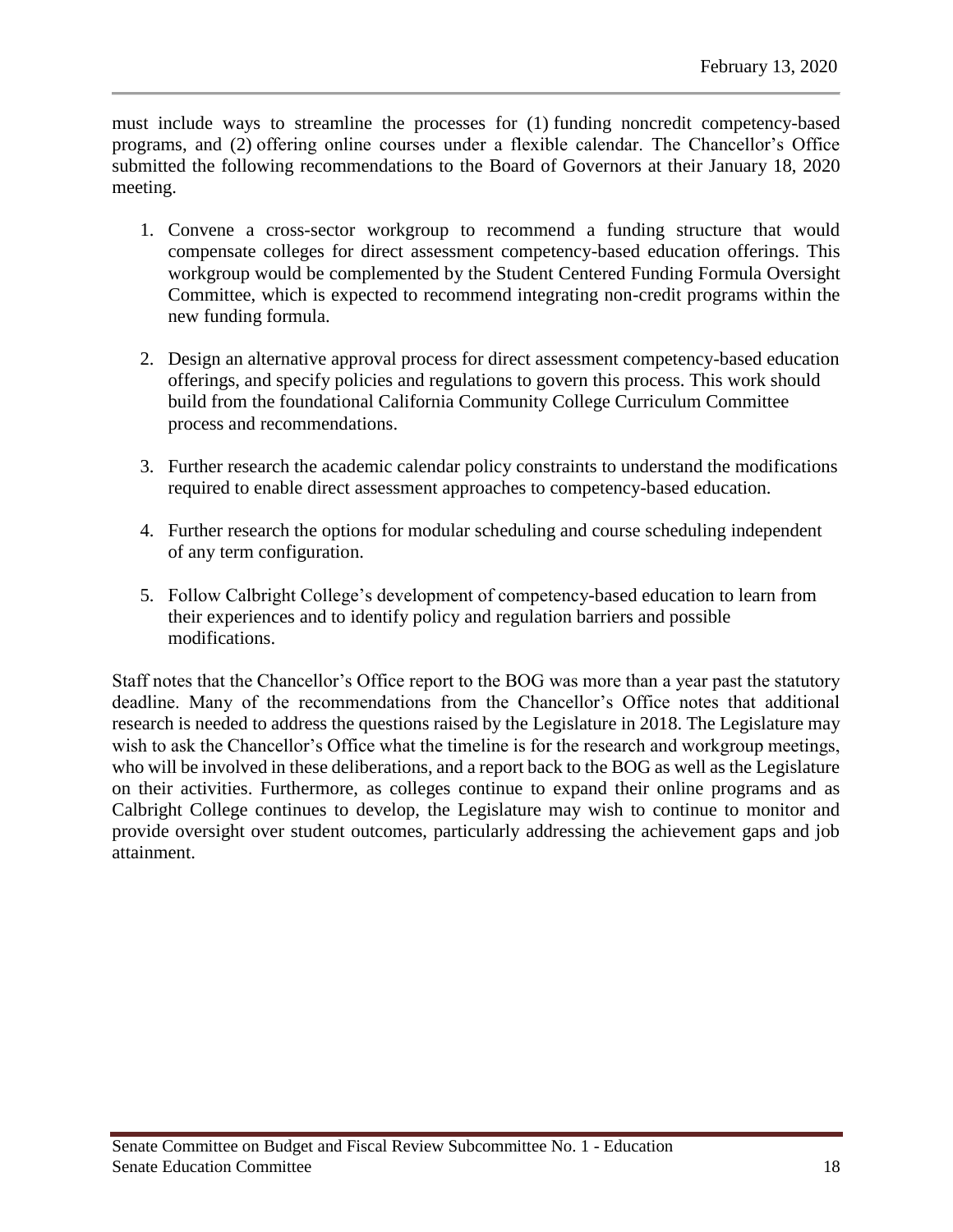must include ways to streamline the processes for (1) funding noncredit competency-based programs, and (2) offering online courses under a flexible calendar. The Chancellor's Office submitted the following recommendations to the Board of Governors at their January 18, 2020 meeting.

1. Convene a cross-sector workgroup to recommend a funding structure that would compensate colleges for direct assessment competency-based education offerings. This workgroup would be complemented by the Student Centered Funding Formula Oversight Committee, which is expected to recommend integrating non-credit programs within the new funding formula.

2. Design an alternative approval process for direct assessment competency-based education offerings, and specify policies and regulations to govern this process. This work should build from the foundational California Community College Curriculum Committee process and recommendations.

3. Further research the academic calendar policy constraints to understand the modifications required to enable direct assessment approaches to competency-based education.

4. Further research the options for modular scheduling and course scheduling independent of any term configuration.

5. Follow Calbright College's development of competency-based education to learn from their experiences and to identify policy and regulation barriers and possible modifications.

Staff notes that the Chancellor's Office report to the BOG was more than a year past the statutory deadline. Many of the recommendations from the Chancellor's Office notes that additional research is needed to address the questions raised by the Legislature in 2018. The Legislature may wish to ask the Chancellor's Office what the timeline is for the research and workgroup meetings, who will be involved in these deliberations, and a report back to the BOG as well as the Legislature on their activities. Furthermore, as colleges continue to expand their online programs and as Calbright College continues to develop, the Legislature may wish to continue to monitor and provide oversight over student outcomes, particularly addressing the achievement gaps and job attainment.